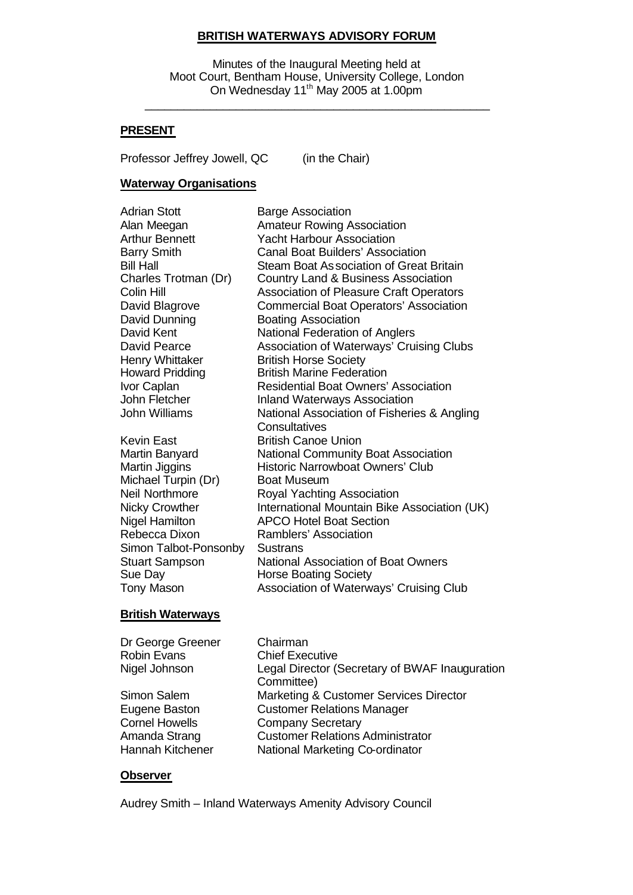**BRITISH WATERWAYS ADVISORY FORUM**

Minutes of the Inaugural Meeting held at
Moot Court, Bentham House, University College, London
On Wednesday 11th May 2005 at 1.00pm

---

**PRESENT**

Professor Jeffrey Jowell, QC (in the Chair)

**Waterway Organisations**

| | |
|---|---|
| Adrian Stott | Barge Association |
| Alan Meegan | Amateur Rowing Association |
| Arthur Bennett | Yacht Harbour Association |
| Barry Smith | Canal Boat Builders' Association |
| Bill Hall | Steam Boat Association of Great Britain |
| Charles Trotman (Dr) | Country Land & Business Association |
| Colin Hill | Association of Pleasure Craft Operators |
| David Blagrove | Commercial Boat Operators' Association |
| David Dunning | Boating Association |
| David Kent | National Federation of Anglers |
| David Pearce | Association of Waterways' Cruising Clubs |
| Henry Whittaker | British Horse Society |
| Howard Pridding | British Marine Federation |
| Ivor Caplan | Residential Boat Owners' Association |
| John Fletcher | Inland Waterways Association |
| John Williams | National Association of Fisheries & Angling Consultatives |
| Kevin East | British Canoe Union |
| Martin Banyard | National Community Boat Association |
| Martin Jiggins | Historic Narrowboat Owners' Club |
| Michael Turpin (Dr) | Boat Museum |
| Neil Northmore | Royal Yachting Association |
| Nicky Crowther | International Mountain Bike Association (UK) |
| Nigel Hamilton | APCO Hotel Boat Section |
| Rebecca Dixon | Ramblers' Association |
| Simon Talbot-Ponsonby | Sustrans |
| Stuart Sampson | National Association of Boat Owners |
| Sue Day | Horse Boating Society |
| Tony Mason | Association of Waterways' Cruising Club |

**British Waterways**

| | |
|---|---|
| Dr George Greener | Chairman |
| Robin Evans | Chief Executive |
| Nigel Johnson | Legal Director (Secretary of BWAF Inauguration Committee) |
| Simon Salem | Marketing & Customer Services Director |
| Eugene Baston | Customer Relations Manager |
| Cornel Howells | Company Secretary |
| Amanda Strang | Customer Relations Administrator |
| Hannah Kitchener | National Marketing Co-ordinator |

**Observer**

Audrey Smith – Inland Waterways Amenity Advisory Council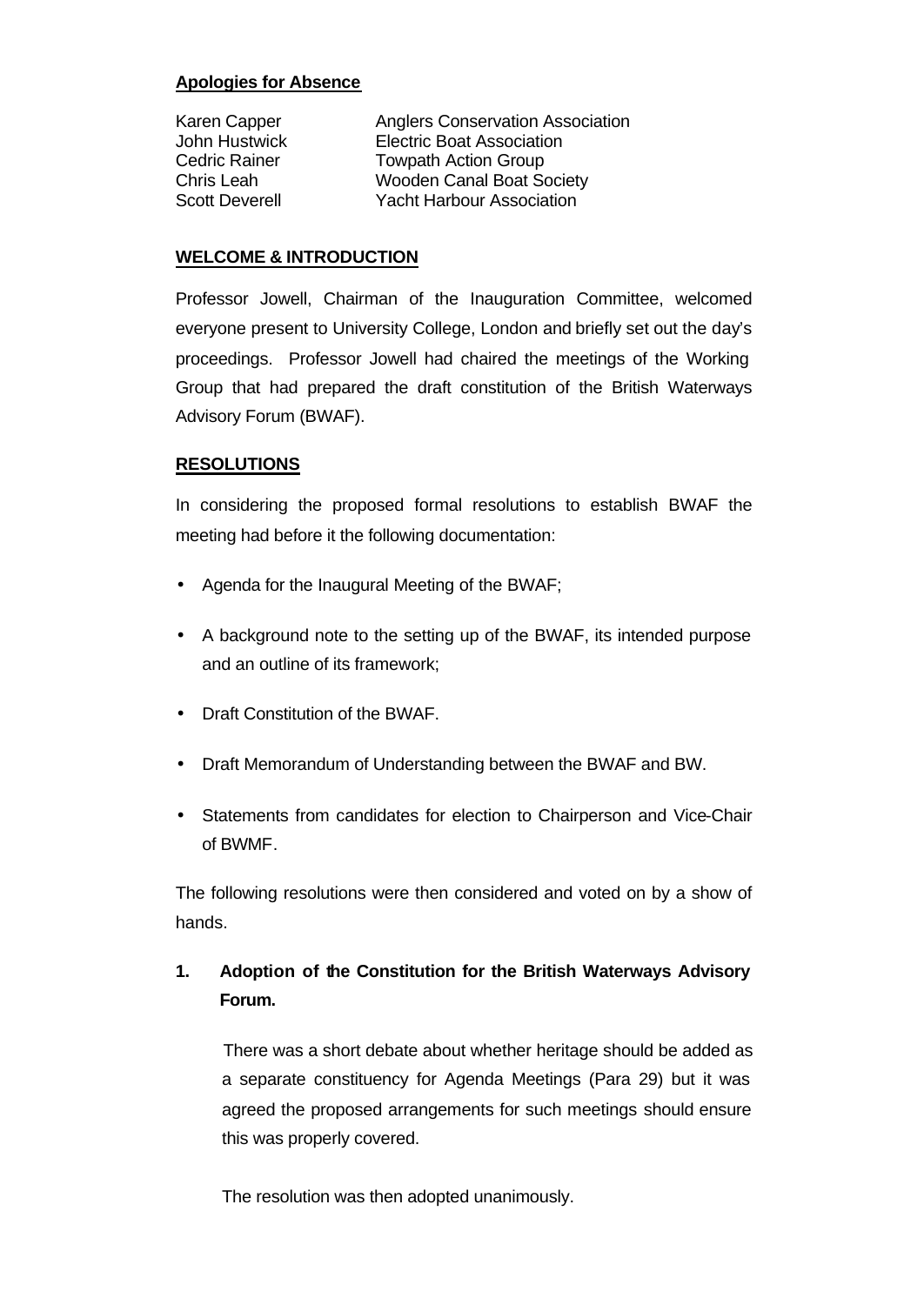**Apologies for Absence**

| | |
|---|---|
| Karen Capper | Anglers Conservation Association |
| John Hustwick | Electric Boat Association |
| Cedric Rainer | Towpath Action Group |
| Chris Leah | Wooden Canal Boat Society |
| Scott Deverell | Yacht Harbour Association |

**WELCOME & INTRODUCTION**

Professor Jowell, Chairman of the Inauguration Committee, welcomed everyone present to University College, London and briefly set out the day's proceedings. Professor Jowell had chaired the meetings of the Working Group that had prepared the draft constitution of the British Waterways Advisory Forum (BWAF).

**RESOLUTIONS**

In considering the proposed formal resolutions to establish BWAF the meeting had before it the following documentation:

- Agenda for the Inaugural Meeting of the BWAF;
- A background note to the setting up of the BWAF, its intended purpose and an outline of its framework;
- Draft Constitution of the BWAF.
- Draft Memorandum of Understanding between the BWAF and BW.
- Statements from candidates for election to Chairperson and Vice-Chair of BWMF.

The following resolutions were then considered and voted on by a show of hands.

**1. Adoption of the Constitution for the British Waterways Advisory Forum.**

There was a short debate about whether heritage should be added as a separate constituency for Agenda Meetings (Para 29) but it was agreed the proposed arrangements for such meetings should ensure this was properly covered.

The resolution was then adopted unanimously.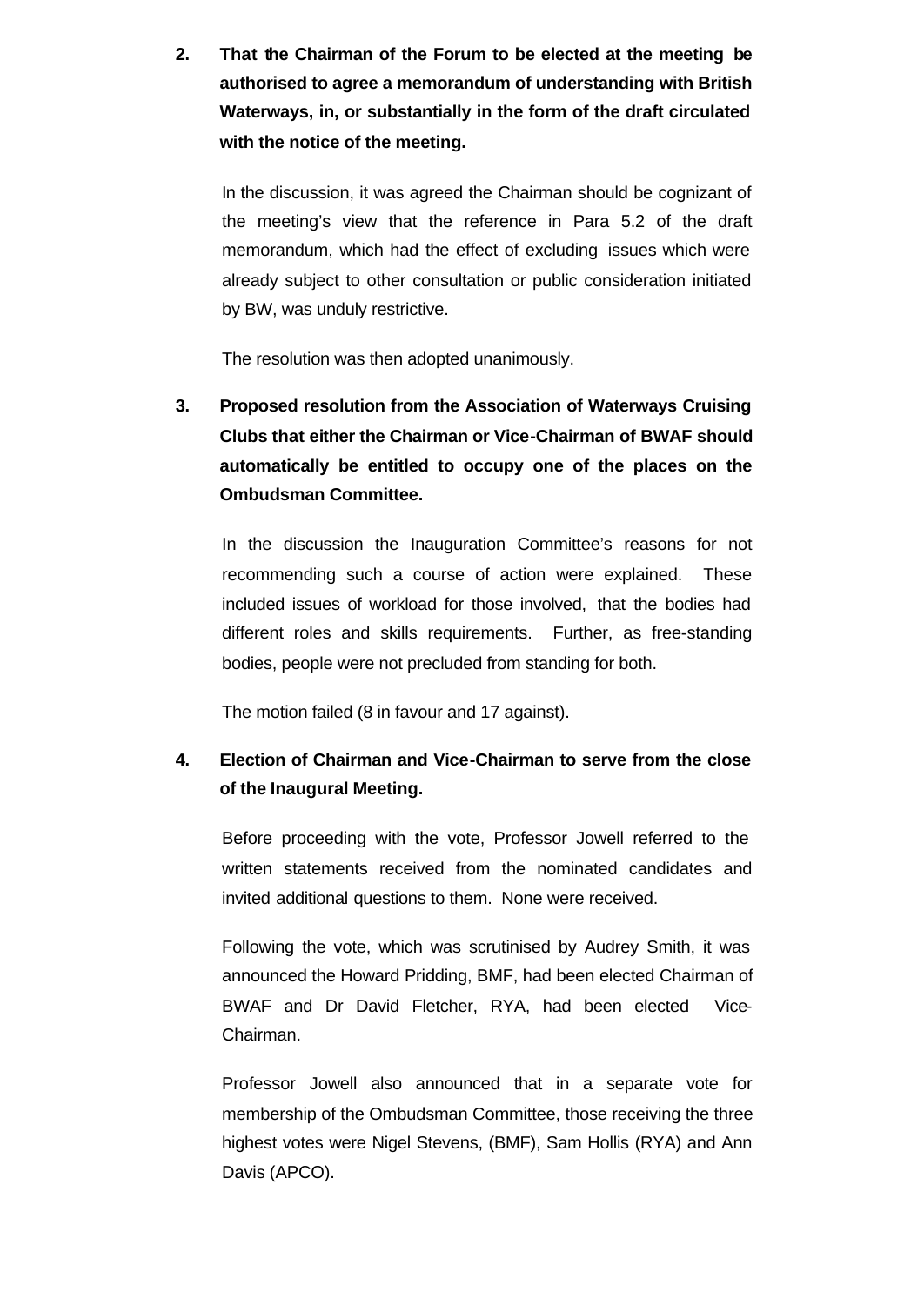**2. That the Chairman of the Forum to be elected at the meeting be authorised to agree a memorandum of understanding with British Waterways, in, or substantially in the form of the draft circulated with the notice of the meeting.**

In the discussion, it was agreed the Chairman should be cognizant of the meeting's view that the reference in Para 5.2 of the draft memorandum, which had the effect of excluding issues which were already subject to other consultation or public consideration initiated by BW, was unduly restrictive.

The resolution was then adopted unanimously.

**3. Proposed resolution from the Association of Waterways Cruising Clubs that either the Chairman or Vice-Chairman of BWAF should automatically be entitled to occupy one of the places on the Ombudsman Committee.**

In the discussion the Inauguration Committee's reasons for not recommending such a course of action were explained. These included issues of workload for those involved, that the bodies had different roles and skills requirements. Further, as free-standing bodies, people were not precluded from standing for both.

The motion failed (8 in favour and 17 against).

**4. Election of Chairman and Vice-Chairman to serve from the close of the Inaugural Meeting.**

Before proceeding with the vote, Professor Jowell referred to the written statements received from the nominated candidates and invited additional questions to them. None were received.

Following the vote, which was scrutinised by Audrey Smith, it was announced the Howard Pridding, BMF, had been elected Chairman of BWAF and Dr David Fletcher, RYA, had been elected Vice-Chairman.

Professor Jowell also announced that in a separate vote for membership of the Ombudsman Committee, those receiving the three highest votes were Nigel Stevens, (BMF), Sam Hollis (RYA) and Ann Davis (APCO).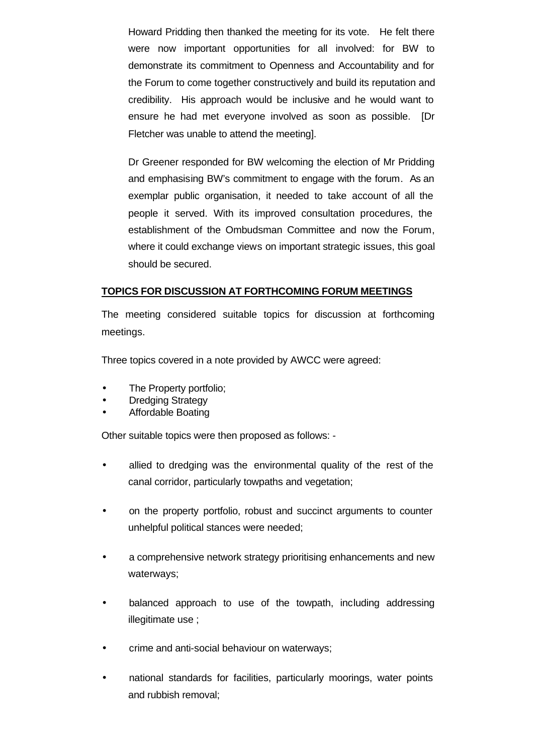Howard Pridding then thanked the meeting for its vote. He felt there were now important opportunities for all involved: for BW to demonstrate its commitment to Openness and Accountability and for the Forum to come together constructively and build its reputation and credibility. His approach would be inclusive and he would want to ensure he had met everyone involved as soon as possible. [Dr Fletcher was unable to attend the meeting].

Dr Greener responded for BW welcoming the election of Mr Pridding and emphasising BW's commitment to engage with the forum. As an exemplar public organisation, it needed to take account of all the people it served. With its improved consultation procedures, the establishment of the Ombudsman Committee and now the Forum, where it could exchange views on important strategic issues, this goal should be secured.

**TOPICS FOR DISCUSSION AT FORTHCOMING FORUM MEETINGS**

The meeting considered suitable topics for discussion at forthcoming meetings.

Three topics covered in a note provided by AWCC were agreed:

- The Property portfolio;
- Dredging Strategy
- Affordable Boating

Other suitable topics were then proposed as follows: -

- allied to dredging was the environmental quality of the rest of the canal corridor, particularly towpaths and vegetation;
- on the property portfolio, robust and succinct arguments to counter unhelpful political stances were needed;
- a comprehensive network strategy prioritising enhancements and new waterways;
- balanced approach to use of the towpath, including addressing illegitimate use ;
- crime and anti-social behaviour on waterways;
- national standards for facilities, particularly moorings, water points and rubbish removal;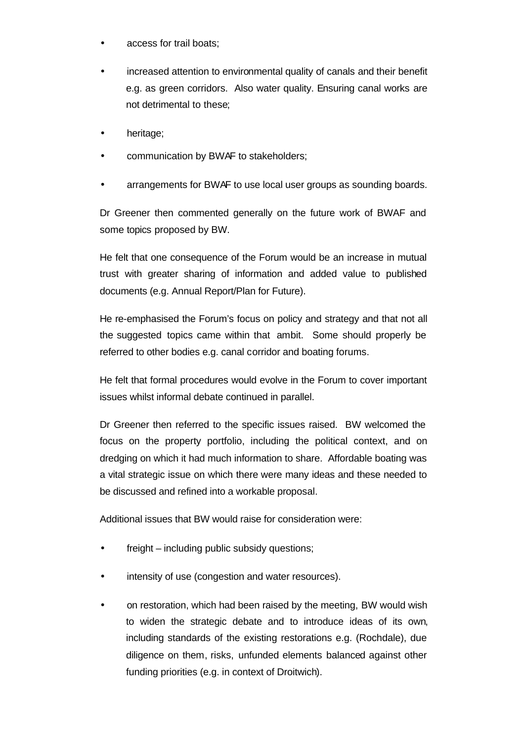- access for trail boats;
- increased attention to environmental quality of canals and their benefit e.g. as green corridors. Also water quality. Ensuring canal works are not detrimental to these;
- heritage;
- communication by BWAF to stakeholders;
- arrangements for BWAF to use local user groups as sounding boards.

Dr Greener then commented generally on the future work of BWAF and some topics proposed by BW.

He felt that one consequence of the Forum would be an increase in mutual trust with greater sharing of information and added value to published documents (e.g. Annual Report/Plan for Future).

He re-emphasised the Forum's focus on policy and strategy and that not all the suggested topics came within that ambit. Some should properly be referred to other bodies e.g. canal corridor and boating forums.

He felt that formal procedures would evolve in the Forum to cover important issues whilst informal debate continued in parallel.

Dr Greener then referred to the specific issues raised. BW welcomed the focus on the property portfolio, including the political context, and on dredging on which it had much information to share. Affordable boating was a vital strategic issue on which there were many ideas and these needed to be discussed and refined into a workable proposal.

Additional issues that BW would raise for consideration were:

- freight – including public subsidy questions;
- intensity of use (congestion and water resources).
- on restoration, which had been raised by the meeting, BW would wish to widen the strategic debate and to introduce ideas of its own, including standards of the existing restorations e.g. (Rochdale), due diligence on them, risks, unfunded elements balanced against other funding priorities (e.g. in context of Droitwich).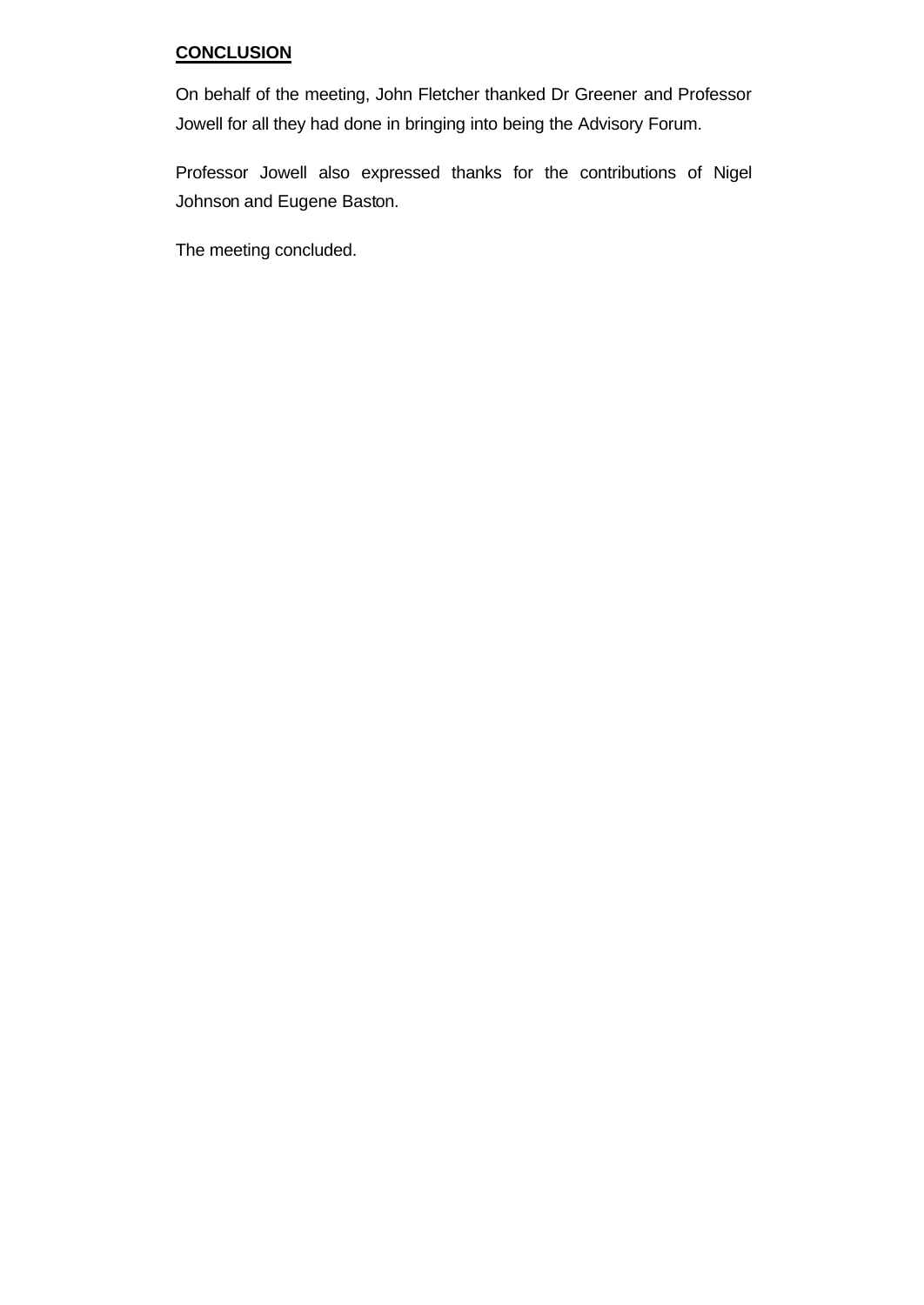**CONCLUSION**

On behalf of the meeting, John Fletcher thanked Dr Greener and Professor Jowell for all they had done in bringing into being the Advisory Forum.

Professor Jowell also expressed thanks for the contributions of Nigel Johnson and Eugene Baston.

The meeting concluded.